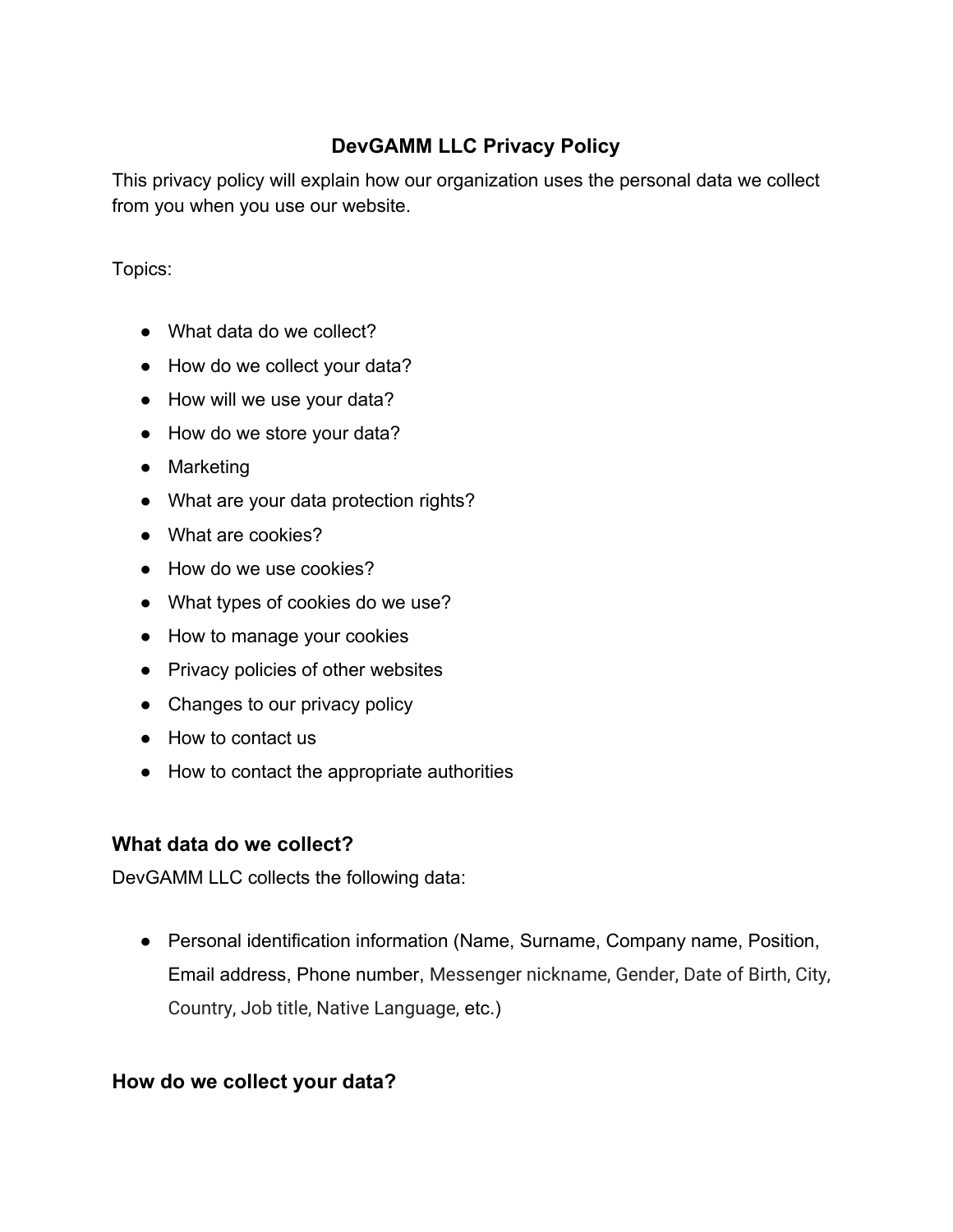# DevGAMM LLC Privacy Policy

This privacy policy will explain how our organization uses the personal data we collect from you when you use our website.

Topics:

- What data do we collect?
- How do we collect your data?
- How will we use your data?
- How do we store your data?
- Marketing
- What are your data protection rights?
- What are cookies?
- How do we use cookies?
- What types of cookies do we use?
- How to manage your cookies
- Privacy policies of other websites
- Changes to our privacy policy
- How to contact us
- How to contact the appropriate authorities

## What data do we collect?

DevGAMM LLC collects the following data:

- Personal identification information (Name, Surname, Company name, Position, Email address, Phone number, Messenger nickname, Gender, Date of Birth, City, Country, Job title, Native Language, etc.)

## How do we collect your data?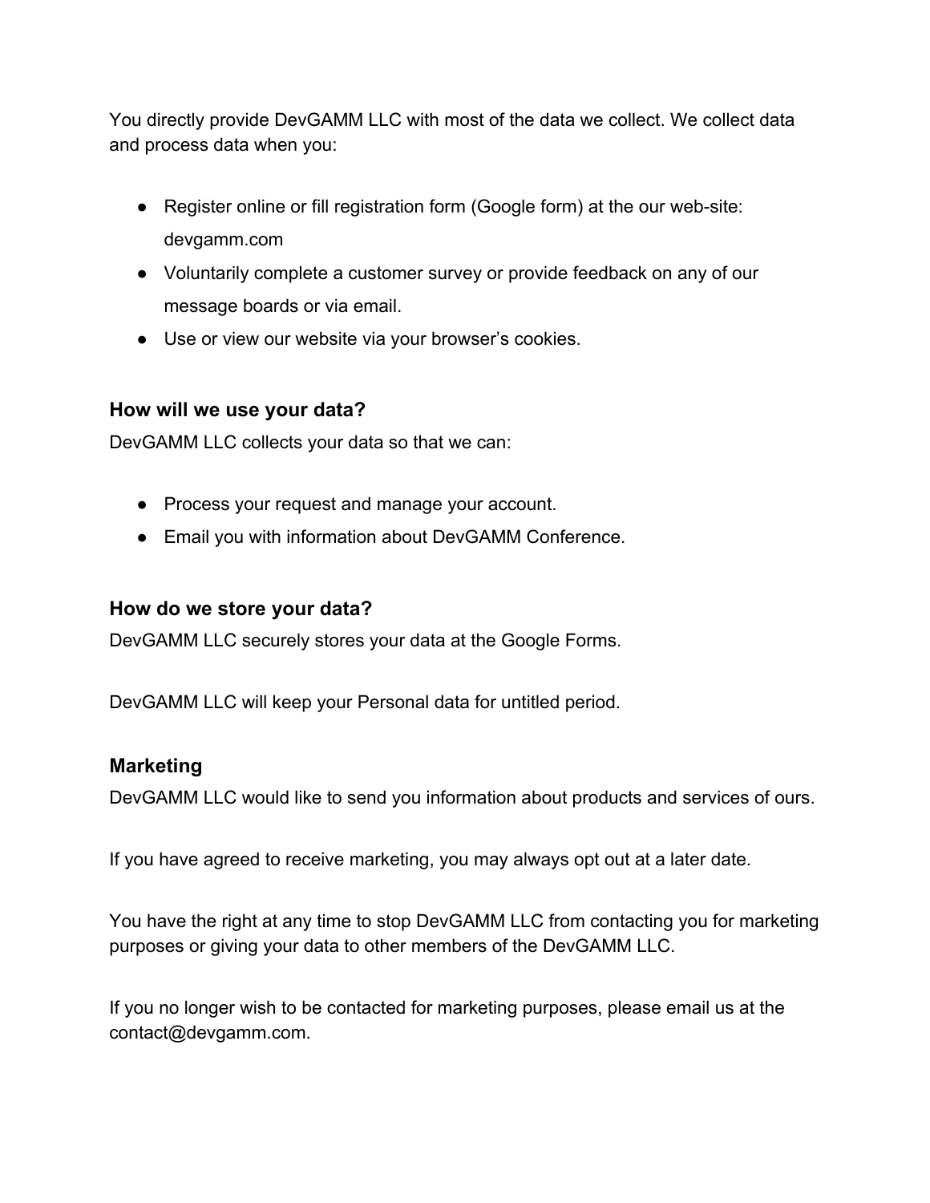You directly provide DevGAMM LLC with most of the data we collect. We collect data and process data when you:

- Register online or fill registration form (Google form) at the our web-site: devgamm.com
- Voluntarily complete a customer survey or provide feedback on any of our message boards or via email.
- Use or view our website via your browser's cookies.

### How will we use your data?

DevGAMM LLC collects your data so that we can:

- Process your request and manage your account.
- Email you with information about DevGAMM Conference.

### How do we store your data?

DevGAMM LLC securely stores your data at the Google Forms.

DevGAMM LLC will keep your Personal data for untitled period.

### Marketing

DevGAMM LLC would like to send you information about products and services of ours.

If you have agreed to receive marketing, you may always opt out at a later date.

You have the right at any time to stop DevGAMM LLC from contacting you for marketing purposes or giving your data to other members of the DevGAMM LLC.

If you no longer wish to be contacted for marketing purposes, please email us at the contact@devgamm.com.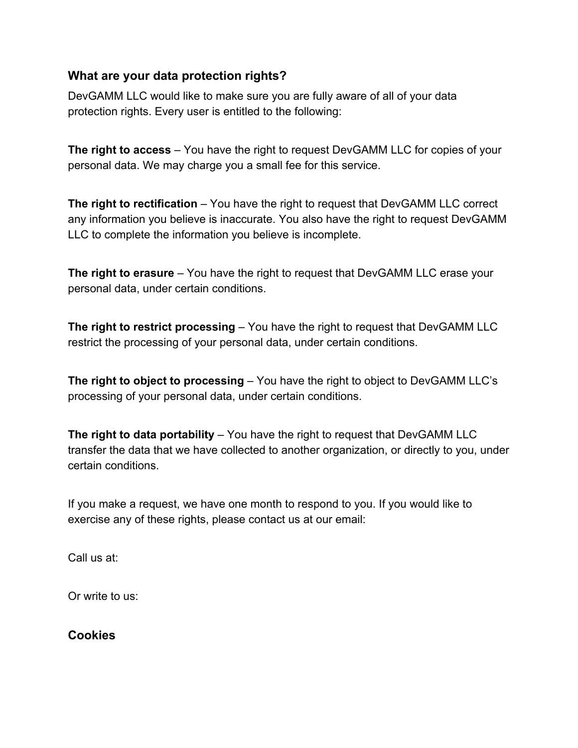### What are your data protection rights?

DevGAMM LLC would like to make sure you are fully aware of all of your data protection rights. Every user is entitled to the following:

**The right to access** – You have the right to request DevGAMM LLC for copies of your personal data. We may charge you a small fee for this service.

**The right to rectification** – You have the right to request that DevGAMM LLC correct any information you believe is inaccurate. You also have the right to request DevGAMM LLC to complete the information you believe is incomplete.

**The right to erasure** – You have the right to request that DevGAMM LLC erase your personal data, under certain conditions.

**The right to restrict processing** – You have the right to request that DevGAMM LLC restrict the processing of your personal data, under certain conditions.

**The right to object to processing** – You have the right to object to DevGAMM LLC's processing of your personal data, under certain conditions.

**The right to data portability** – You have the right to request that DevGAMM LLC transfer the data that we have collected to another organization, or directly to you, under certain conditions.

If you make a request, we have one month to respond to you. If you would like to exercise any of these rights, please contact us at our email:

Call us at:

Or write to us:

### Cookies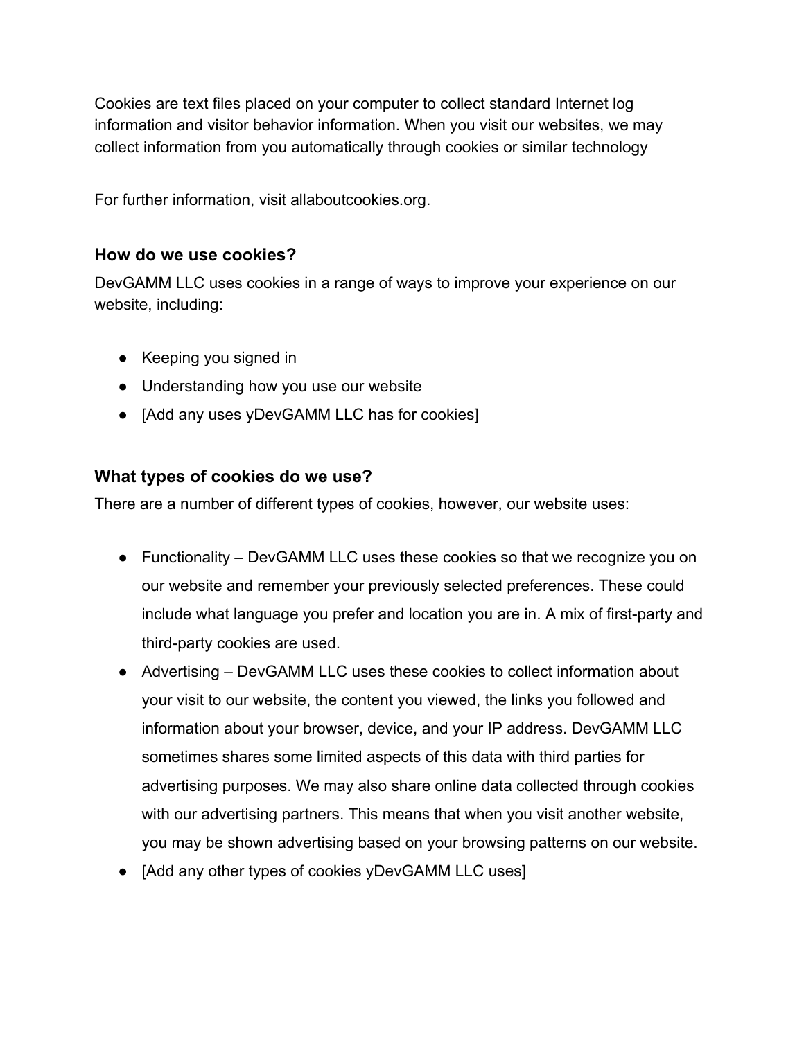Cookies are text files placed on your computer to collect standard Internet log information and visitor behavior information. When you visit our websites, we may collect information from you automatically through cookies or similar technology

For further information, visit allaboutcookies.org.

### How do we use cookies?

DevGAMM LLC uses cookies in a range of ways to improve your experience on our website, including:

- Keeping you signed in
- Understanding how you use our website
- [Add any uses yDevGAMM LLC has for cookies]

### What types of cookies do we use?

There are a number of different types of cookies, however, our website uses:

- Functionality – DevGAMM LLC uses these cookies so that we recognize you on our website and remember your previously selected preferences. These could include what language you prefer and location you are in. A mix of first-party and third-party cookies are used.
- Advertising – DevGAMM LLC uses these cookies to collect information about your visit to our website, the content you viewed, the links you followed and information about your browser, device, and your IP address. DevGAMM LLC sometimes shares some limited aspects of this data with third parties for advertising purposes. We may also share online data collected through cookies with our advertising partners. This means that when you visit another website, you may be shown advertising based on your browsing patterns on our website.
- [Add any other types of cookies yDevGAMM LLC uses]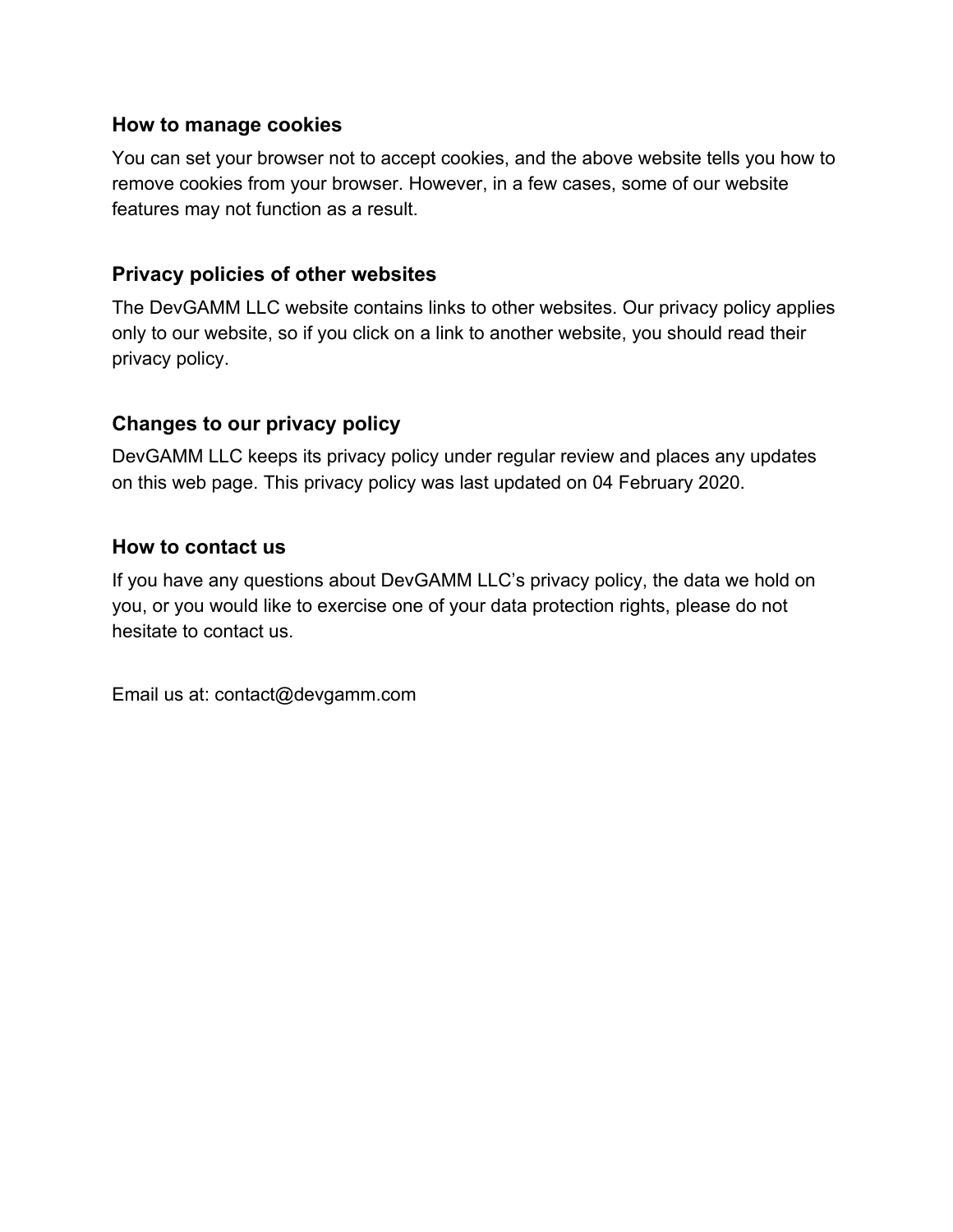### How to manage cookies

You can set your browser not to accept cookies, and the above website tells you how to remove cookies from your browser. However, in a few cases, some of our website features may not function as a result.

### Privacy policies of other websites

The DevGAMM LLC website contains links to other websites. Our privacy policy applies only to our website, so if you click on a link to another website, you should read their privacy policy.

### Changes to our privacy policy

DevGAMM LLC keeps its privacy policy under regular review and places any updates on this web page. This privacy policy was last updated on 04 February 2020.

### How to contact us

If you have any questions about DevGAMM LLC's privacy policy, the data we hold on you, or you would like to exercise one of your data protection rights, please do not hesitate to contact us.

Email us at: contact@devgamm.com